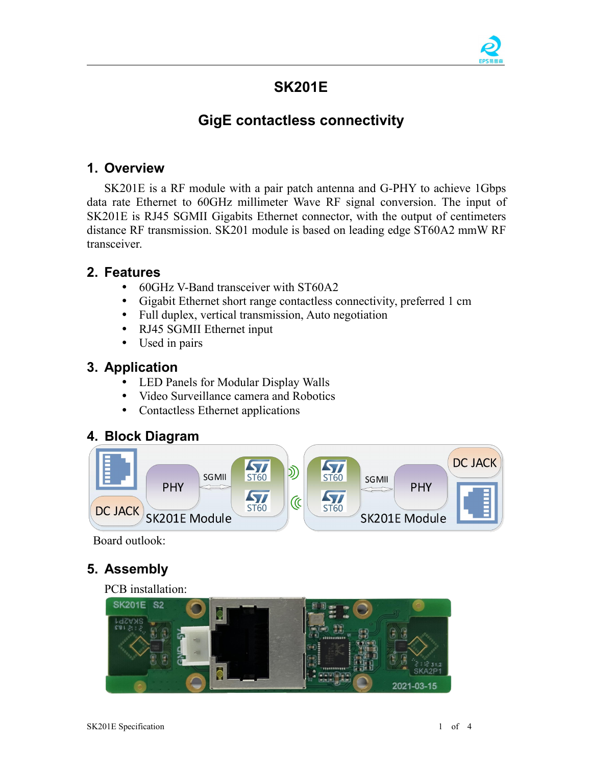# SK201E

## GigE contactless connectivity

## 1. Overview

SK201E is a RF module with a pair patch antenna and G-PHY to achieve 1Gbps data rate Ethernet to 60GHz millimeter Wave RF signal conversion. The input of SK201E is RJ45 SGMII Gigabits Ethernet connector, with the output of centimeters distance RF transmission. SK201 module is based on leading edge ST60A2 mmW RF transceiver.

## 2. Features

- 60GHz V-Band transceiver with ST60A2
- Gigabit Ethernet short range contactless connectivity, preferred 1 cm
- Full duplex, vertical transmission, Auto negotiation
- RJ45 SGMII Ethernet input
- Used in pairs

## 3. Application

- LED Panels for Modular Display Walls
- Video Surveillance camera and Robotics
- Contactless Ethernet applications

## 4. Block Diagram

Board outlook:

## 5. Assembly

PCB installation: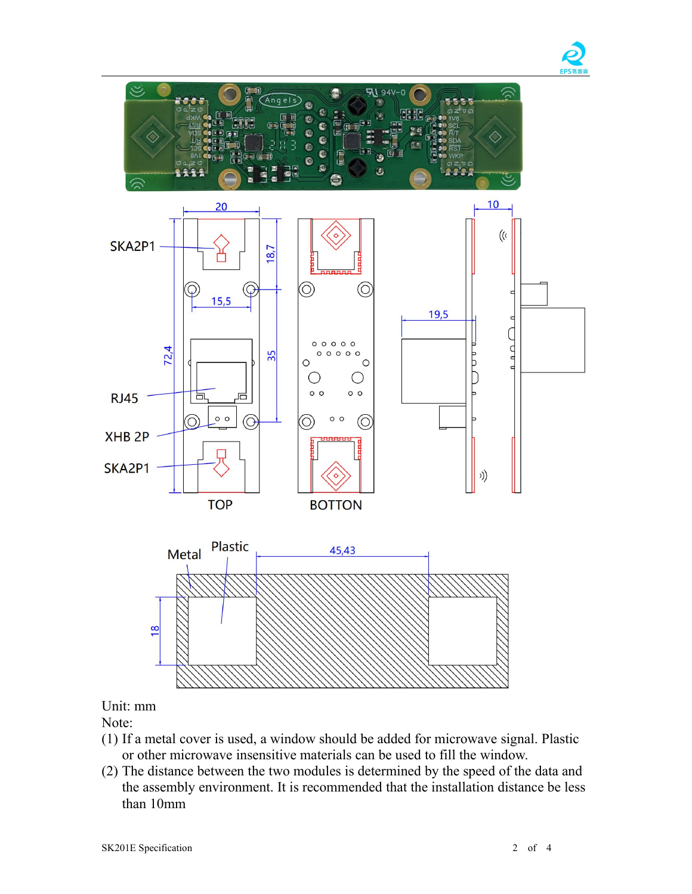Unit: mm

Note:

(1) If a metal cover is used, a window should be added for microwave signal. Plastic or other microwave insensitive materials can be used to fill the window.

(2) The distance between the two modules is determined by the speed of the data and the assembly environment. It is recommended that the installation distance be less than 10mm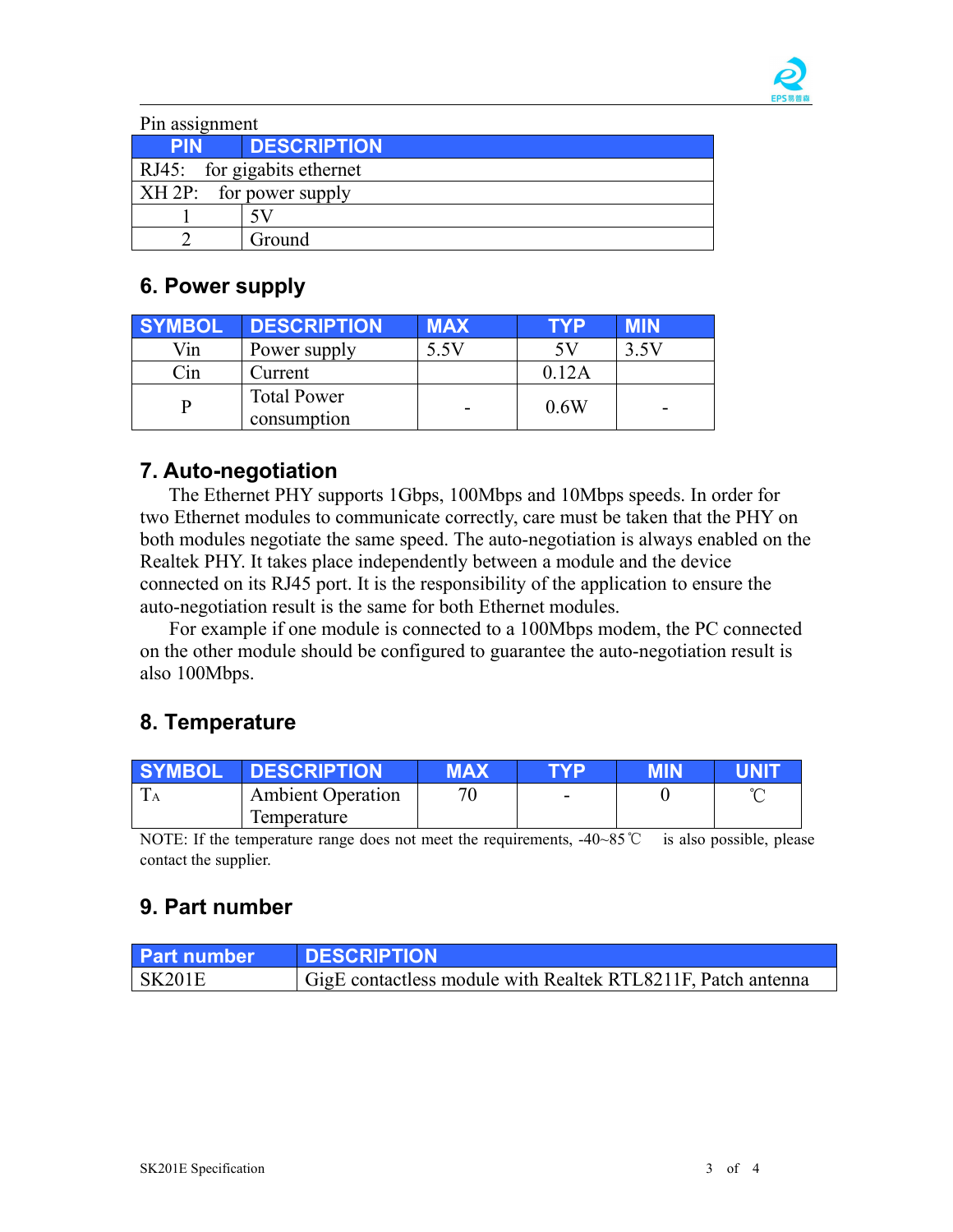Pin assignment

| PIN | DESCRIPTION |
|---|---|
| RJ45: for gigabits ethernet | |
| XH 2P: for power supply | |
| 1 | 5V |
| 2 | Ground |

## 6. Power supply

| SYMBOL | DESCRIPTION | MAX | TYP | MIN |
|---|---|---|---|---|
| Vin | Power supply | 5.5V | 5V | 3.5V |
| Cin | Current | | 0.12A | |
| P | Total Power consumption | - | 0.6W | - |

## 7. Auto-negotiation

The Ethernet PHY supports 1Gbps, 100Mbps and 10Mbps speeds. In order for two Ethernet modules to communicate correctly, care must be taken that the PHY on both modules negotiate the same speed. The auto-negotiation is always enabled on the Realtek PHY. It takes place independently between a module and the device connected on its RJ45 port. It is the responsibility of the application to ensure the auto-negotiation result is the same for both Ethernet modules.

For example if one module is connected to a 100Mbps modem, the PC connected on the other module should be configured to guarantee the auto-negotiation result is also 100Mbps.

## 8. Temperature

| SYMBOL | DESCRIPTION | MAX | TYP | MIN | UNIT |
|---|---|---|---|---|---|
| $T_A$ | Ambient Operation Temperature | 70 | - | 0 | ℃ |

NOTE: If the temperature range does not meet the requirements, -40~85℃ is also possible, please contact the supplier.

## 9. Part number

| Part number | DESCRIPTION |
|---|---|
| SK201E | GigE contactless module with Realtek RTL8211F, Patch antenna |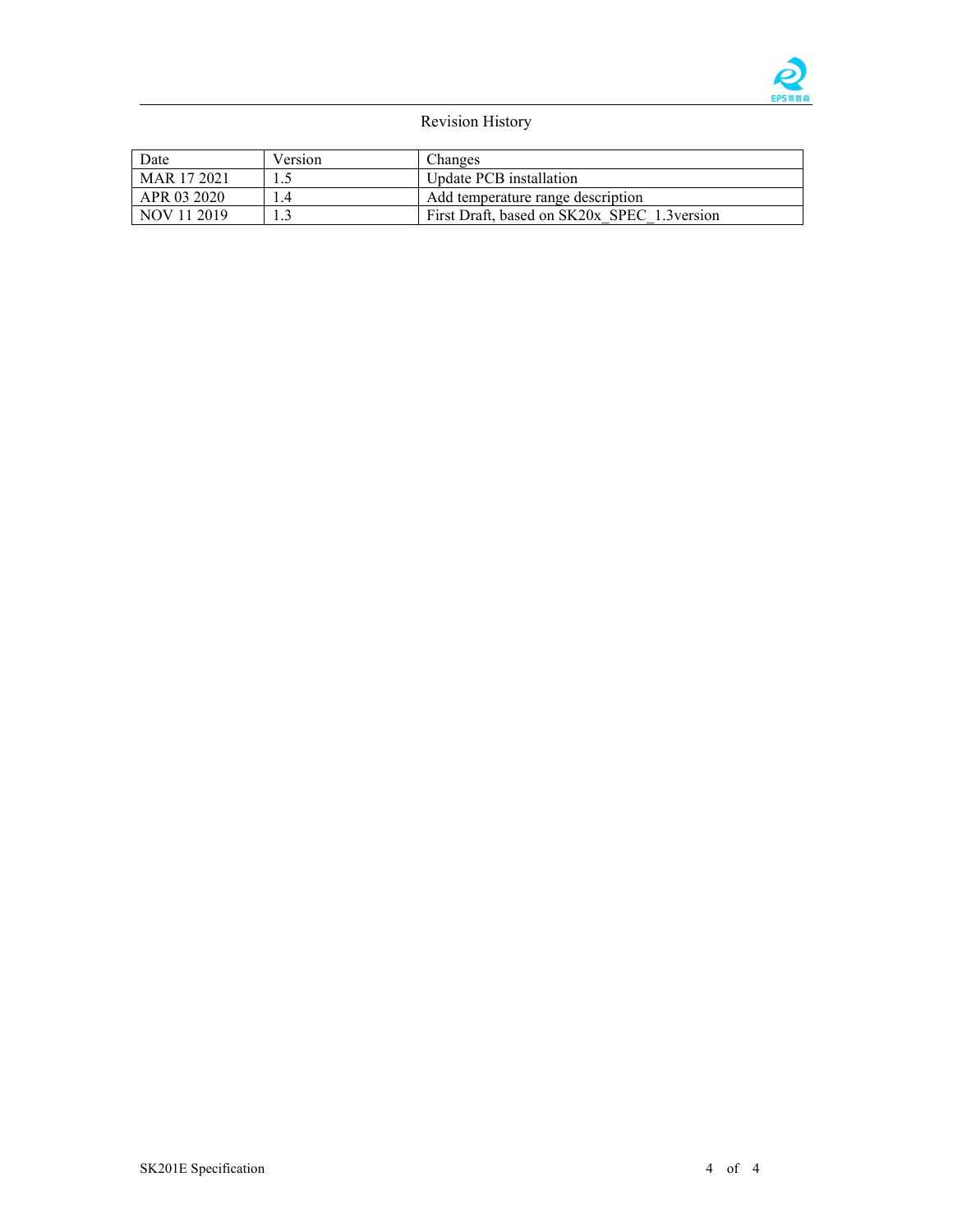Revision History

| Date | Version | Changes |
| --- | --- | --- |
| MAR 17 2021 | 1.5 | Update PCB installation |
| APR 03 2020 | 1.4 | Add temperature range description |
| NOV 11 2019 | 1.3 | First Draft, based on SK20x_SPEC_1.3version |